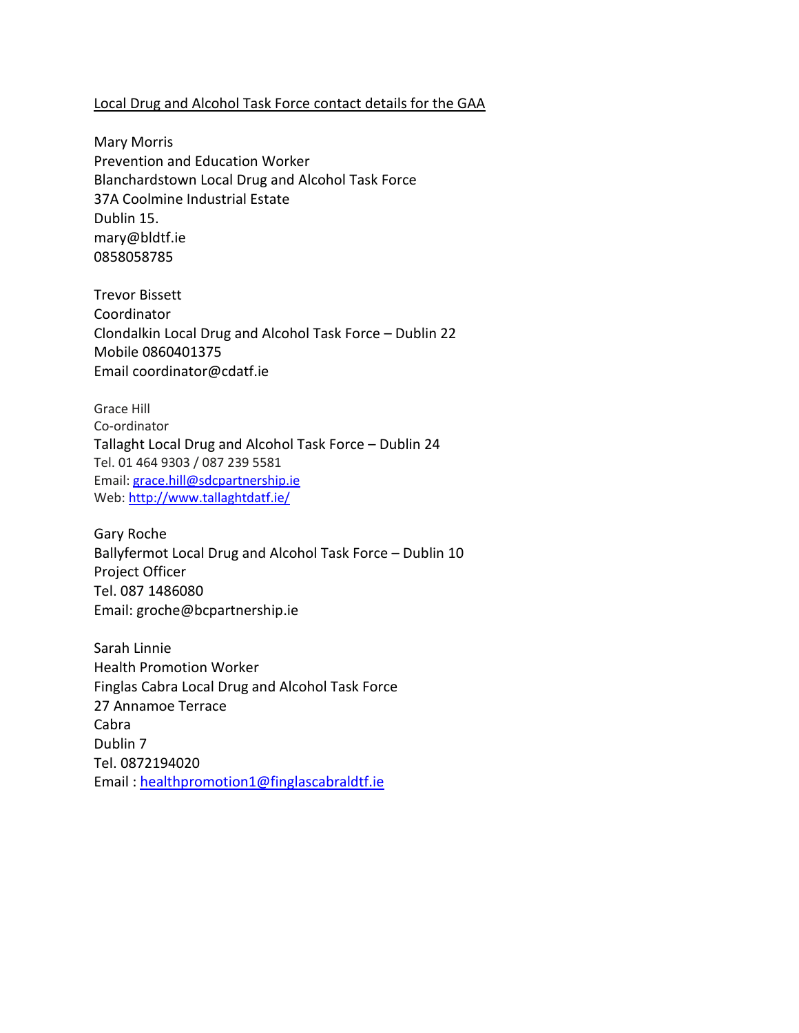Local Drug and Alcohol Task Force contact details for the GAA

Mary Morris
Prevention and Education Worker
Blanchardstown Local Drug and Alcohol Task Force
37A Coolmine Industrial Estate
Dublin 15.
mary@bldtf.ie
0858058785

Trevor Bissett
Coordinator
Clondalkin Local Drug and Alcohol Task Force – Dublin 22
Mobile 0860401375
Email coordinator@cdatf.ie

Grace Hill
Co-ordinator
Tallaght Local Drug and Alcohol Task Force – Dublin 24
Tel. 01 464 9303 / 087 239 5581
Email: grace.hill@sdcpartnership.ie
Web: http://www.tallaghtdatf.ie/

Gary Roche
Ballyfermot Local Drug and Alcohol Task Force – Dublin 10
Project Officer
Tel. 087 1486080
Email: groche@bcpartnership.ie

Sarah Linnie
Health Promotion Worker
Finglas Cabra Local Drug and Alcohol Task Force
27 Annamoe Terrace
Cabra
Dublin 7
Tel. 0872194020
Email : healthpromotion1@finglascabraldtf.ie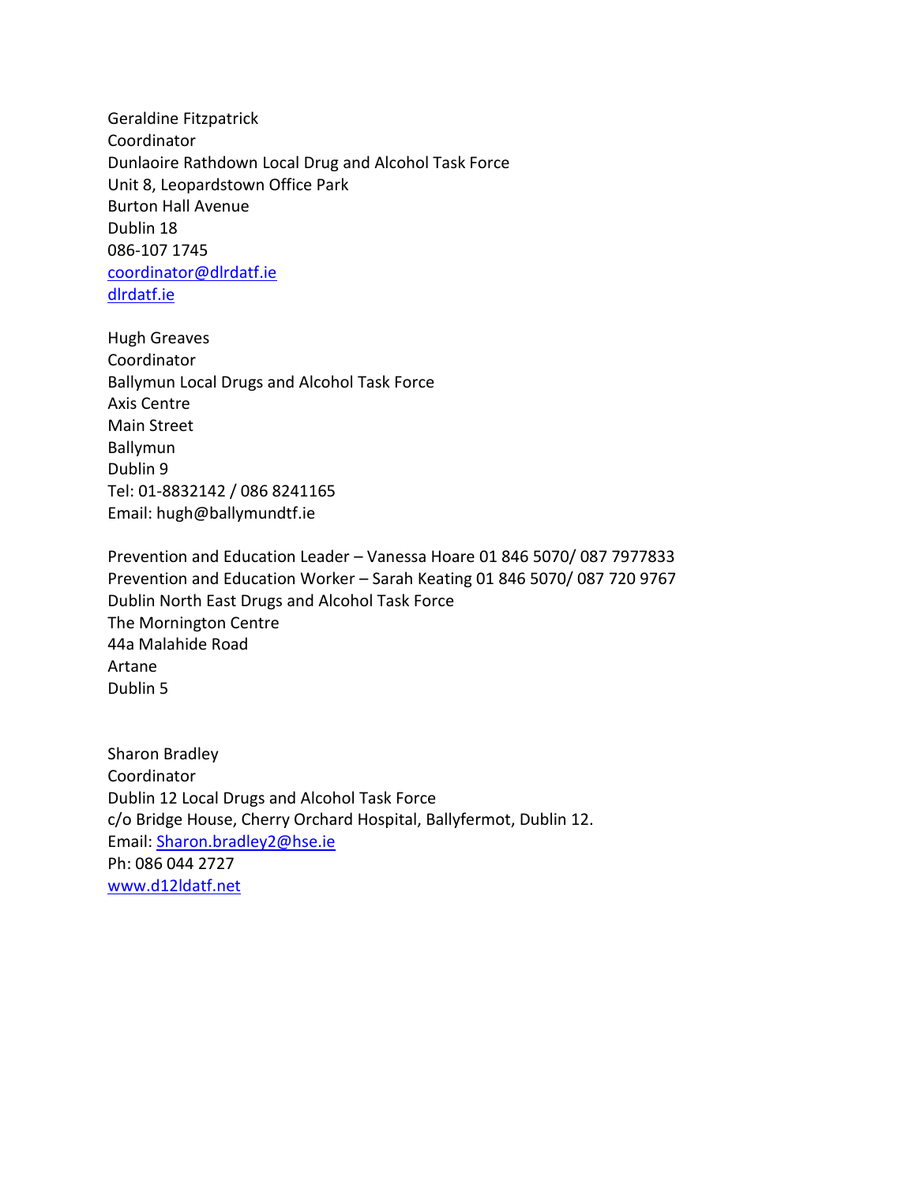Geraldine Fitzpatrick
Coordinator
Dunlaoire Rathdown Local Drug and Alcohol Task Force
Unit 8, Leopardstown Office Park
Burton Hall Avenue
Dublin 18
086-107 1745
coordinator@dlrdatf.ie
dlrdatf.ie

Hugh Greaves
Coordinator
Ballymun Local Drugs and Alcohol Task Force
Axis Centre
Main Street
Ballymun
Dublin 9
Tel: 01-8832142 / 086 8241165
Email: hugh@ballymundtf.ie

Prevention and Education Leader – Vanessa Hoare 01 846 5070/ 087 7977833
Prevention and Education Worker – Sarah Keating 01 846 5070/ 087 720 9767
Dublin North East Drugs and Alcohol Task Force
The Mornington Centre
44a Malahide Road
Artane
Dublin 5

Sharon Bradley
Coordinator
Dublin 12 Local Drugs and Alcohol Task Force
c/o Bridge House, Cherry Orchard Hospital, Ballyfermot, Dublin 12.
Email: Sharon.bradley2@hse.ie
Ph: 086 044 2727
www.d12ldatf.net